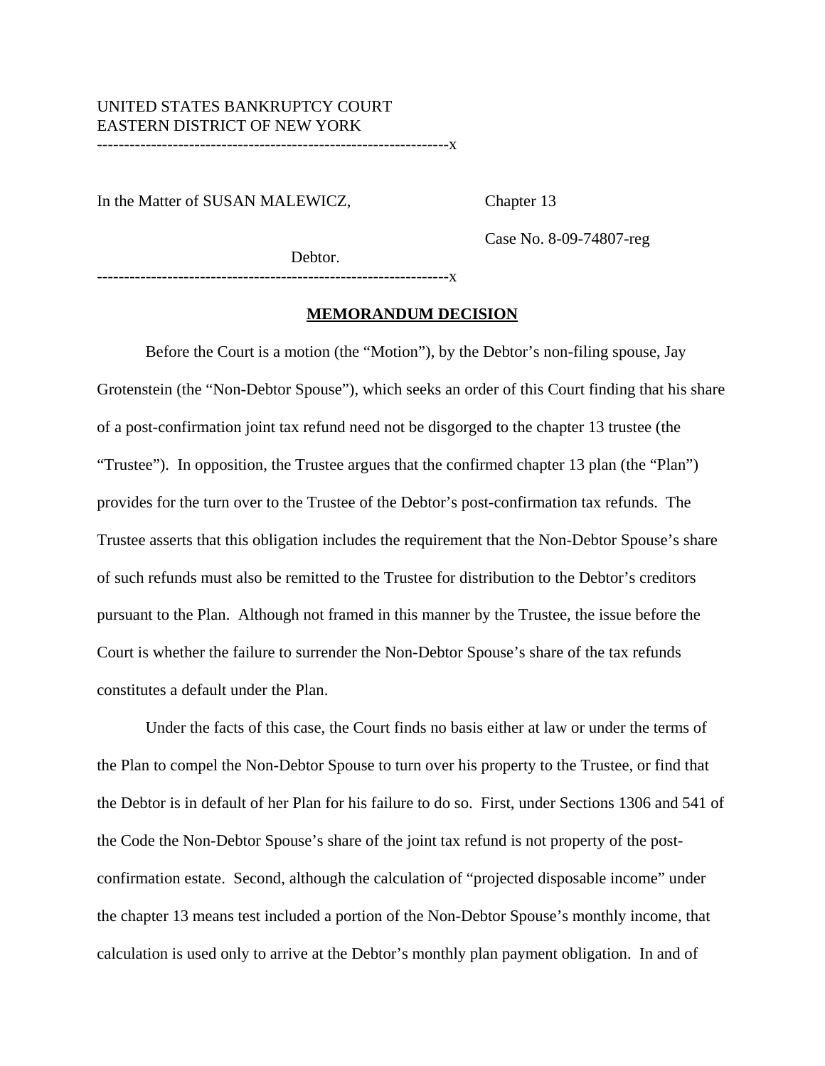UNITED STATES BANKRUPTCY COURT
EASTERN DISTRICT OF NEW YORK

-----------------------------------------------------------------x

In the Matter of SUSAN MALEWICZ, Chapter 13

Case No. 8-09-74807-reg

Debtor.

-----------------------------------------------------------------x

**MEMORANDUM DECISION**

Before the Court is a motion (the "Motion"), by the Debtor's non-filing spouse, Jay Grotenstein (the "Non-Debtor Spouse"), which seeks an order of this Court finding that his share of a post-confirmation joint tax refund need not be disgorged to the chapter 13 trustee (the "Trustee"). In opposition, the Trustee argues that the confirmed chapter 13 plan (the "Plan") provides for the turn over to the Trustee of the Debtor's post-confirmation tax refunds. The Trustee asserts that this obligation includes the requirement that the Non-Debtor Spouse's share of such refunds must also be remitted to the Trustee for distribution to the Debtor's creditors pursuant to the Plan. Although not framed in this manner by the Trustee, the issue before the Court is whether the failure to surrender the Non-Debtor Spouse's share of the tax refunds constitutes a default under the Plan.

Under the facts of this case, the Court finds no basis either at law or under the terms of the Plan to compel the Non-Debtor Spouse to turn over his property to the Trustee, or find that the Debtor is in default of her Plan for his failure to do so. First, under Sections 1306 and 541 of the Code the Non-Debtor Spouse's share of the joint tax refund is not property of the post-confirmation estate. Second, although the calculation of "projected disposable income" under the chapter 13 means test included a portion of the Non-Debtor Spouse's monthly income, that calculation is used only to arrive at the Debtor's monthly plan payment obligation. In and of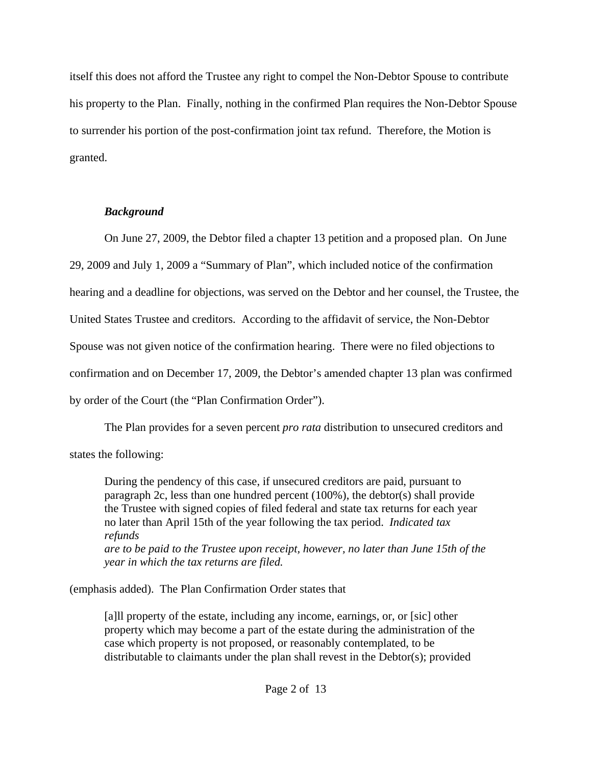itself this does not afford the Trustee any right to compel the Non-Debtor Spouse to contribute his property to the Plan. Finally, nothing in the confirmed Plan requires the Non-Debtor Spouse to surrender his portion of the post-confirmation joint tax refund. Therefore, the Motion is granted.

### *Background*

On June 27, 2009, the Debtor filed a chapter 13 petition and a proposed plan. On June 29, 2009 and July 1, 2009 a "Summary of Plan", which included notice of the confirmation hearing and a deadline for objections, was served on the Debtor and her counsel, the Trustee, the United States Trustee and creditors. According to the affidavit of service, the Non-Debtor Spouse was not given notice of the confirmation hearing. There were no filed objections to confirmation and on December 17, 2009, the Debtor's amended chapter 13 plan was confirmed by order of the Court (the "Plan Confirmation Order").

The Plan provides for a seven percent *pro rata* distribution to unsecured creditors and states the following:

> During the pendency of this case, if unsecured creditors are paid, pursuant to paragraph 2c, less than one hundred percent (100%), the debtor(s) shall provide the Trustee with signed copies of filed federal and state tax returns for each year no later than April 15th of the year following the tax period. *Indicated tax refunds are to be paid to the Trustee upon receipt, however, no later than June 15th of the year in which the tax returns are filed.*

(emphasis added). The Plan Confirmation Order states that

> [a]ll property of the estate, including any income, earnings, or, or [sic] other property which may become a part of the estate during the administration of the case which property is not proposed, or reasonably contemplated, to be distributable to claimants under the plan shall revest in the Debtor(s); provided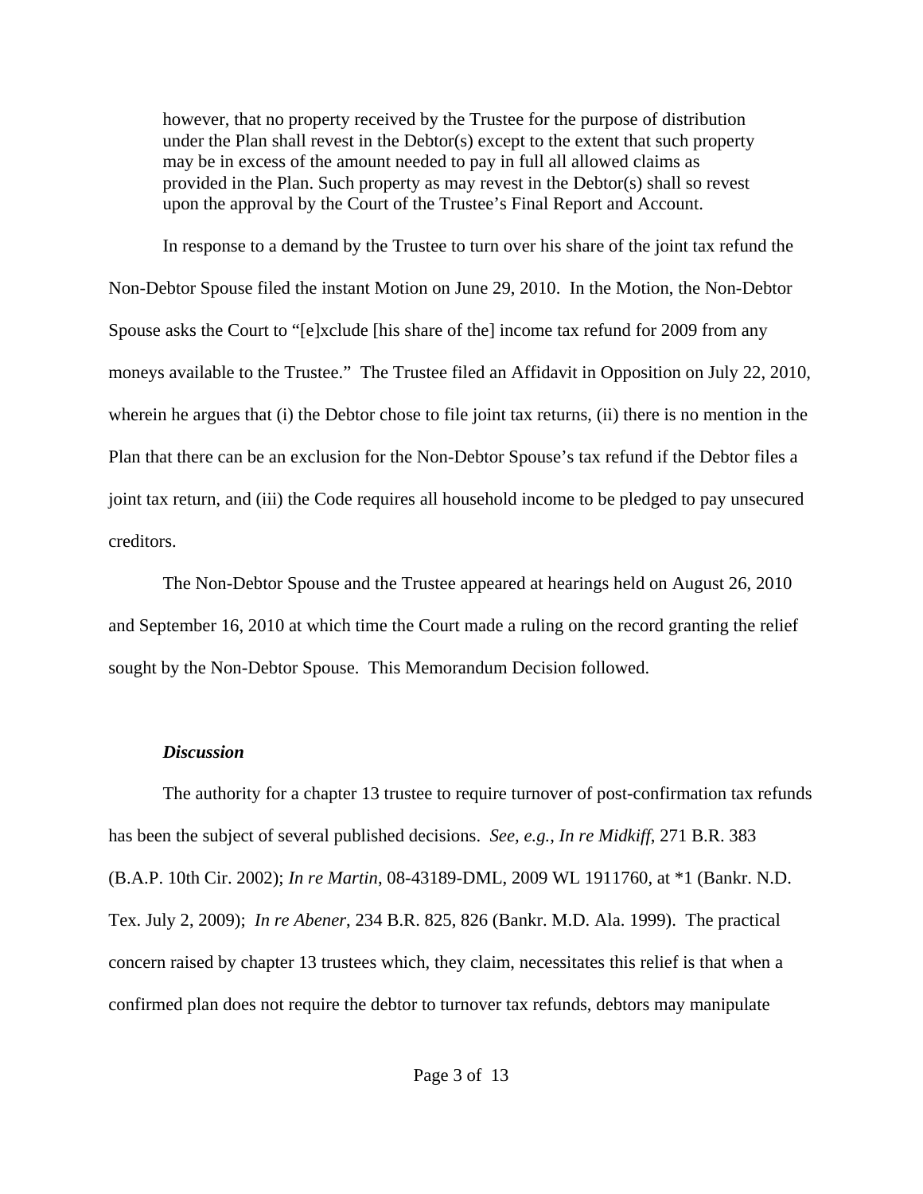> however, that no property received by the Trustee for the purpose of distribution under the Plan shall revest in the Debtor(s) except to the extent that such property may be in excess of the amount needed to pay in full all allowed claims as provided in the Plan. Such property as may revest in the Debtor(s) shall so revest upon the approval by the Court of the Trustee's Final Report and Account.

In response to a demand by the Trustee to turn over his share of the joint tax refund the Non-Debtor Spouse filed the instant Motion on June 29, 2010. In the Motion, the Non-Debtor Spouse asks the Court to "[e]xclude [his share of the] income tax refund for 2009 from any moneys available to the Trustee." The Trustee filed an Affidavit in Opposition on July 22, 2010, wherein he argues that (i) the Debtor chose to file joint tax returns, (ii) there is no mention in the Plan that there can be an exclusion for the Non-Debtor Spouse's tax refund if the Debtor files a joint tax return, and (iii) the Code requires all household income to be pledged to pay unsecured creditors.

The Non-Debtor Spouse and the Trustee appeared at hearings held on August 26, 2010 and September 16, 2010 at which time the Court made a ruling on the record granting the relief sought by the Non-Debtor Spouse. This Memorandum Decision followed.

***Discussion***

The authority for a chapter 13 trustee to require turnover of post-confirmation tax refunds has been the subject of several published decisions. *See, e.g.*, *In re Midkiff*, 271 B.R. 383 (B.A.P. 10th Cir. 2002); *In re Martin*, 08-43189-DML, 2009 WL 1911760, at *1 (Bankr. N.D. Tex. July 2, 2009); *In re Abener*, 234 B.R. 825, 826 (Bankr. M.D. Ala. 1999). The practical concern raised by chapter 13 trustees which, they claim, necessitates this relief is that when a confirmed plan does not require the debtor to turnover tax refunds, debtors may manipulate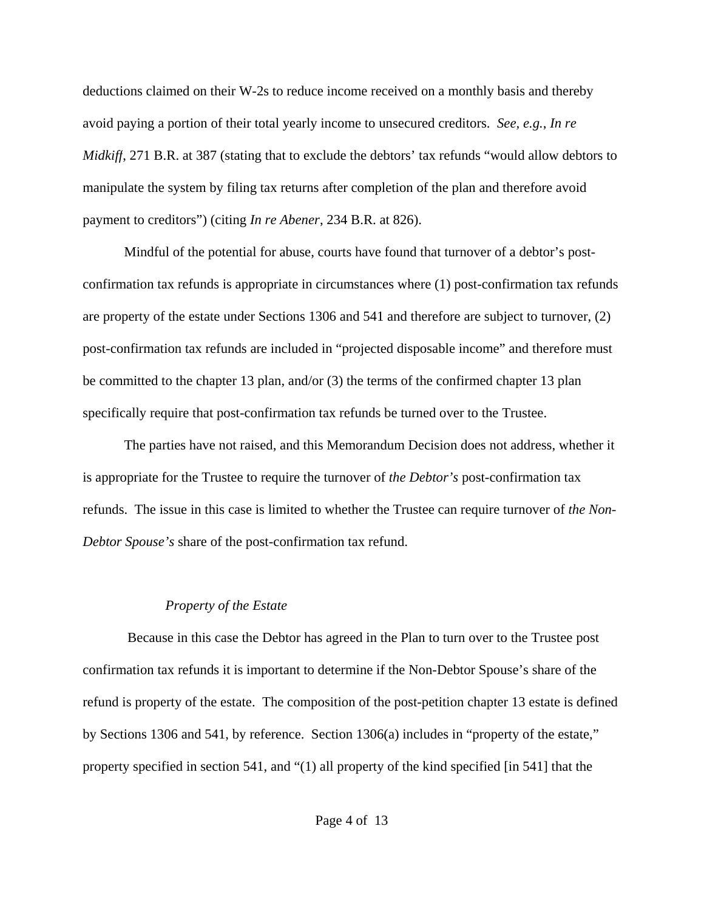deductions claimed on their W-2s to reduce income received on a monthly basis and thereby avoid paying a portion of their total yearly income to unsecured creditors. *See, e.g.*, *In re Midkiff*, 271 B.R. at 387 (stating that to exclude the debtors' tax refunds "would allow debtors to manipulate the system by filing tax returns after completion of the plan and therefore avoid payment to creditors") (citing *In re Abener*, 234 B.R. at 826).

Mindful of the potential for abuse, courts have found that turnover of a debtor's post-confirmation tax refunds is appropriate in circumstances where (1) post-confirmation tax refunds are property of the estate under Sections 1306 and 541 and therefore are subject to turnover, (2) post-confirmation tax refunds are included in "projected disposable income" and therefore must be committed to the chapter 13 plan, and/or (3) the terms of the confirmed chapter 13 plan specifically require that post-confirmation tax refunds be turned over to the Trustee.

The parties have not raised, and this Memorandum Decision does not address, whether it is appropriate for the Trustee to require the turnover of *the Debtor's* post-confirmation tax refunds. The issue in this case is limited to whether the Trustee can require turnover of *the Non-Debtor Spouse's* share of the post-confirmation tax refund.

*Property of the Estate*

Because in this case the Debtor has agreed in the Plan to turn over to the Trustee post confirmation tax refunds it is important to determine if the Non-Debtor Spouse's share of the refund is property of the estate. The composition of the post-petition chapter 13 estate is defined by Sections 1306 and 541, by reference. Section 1306(a) includes in "property of the estate," property specified in section 541, and "(1) all property of the kind specified [in 541] that the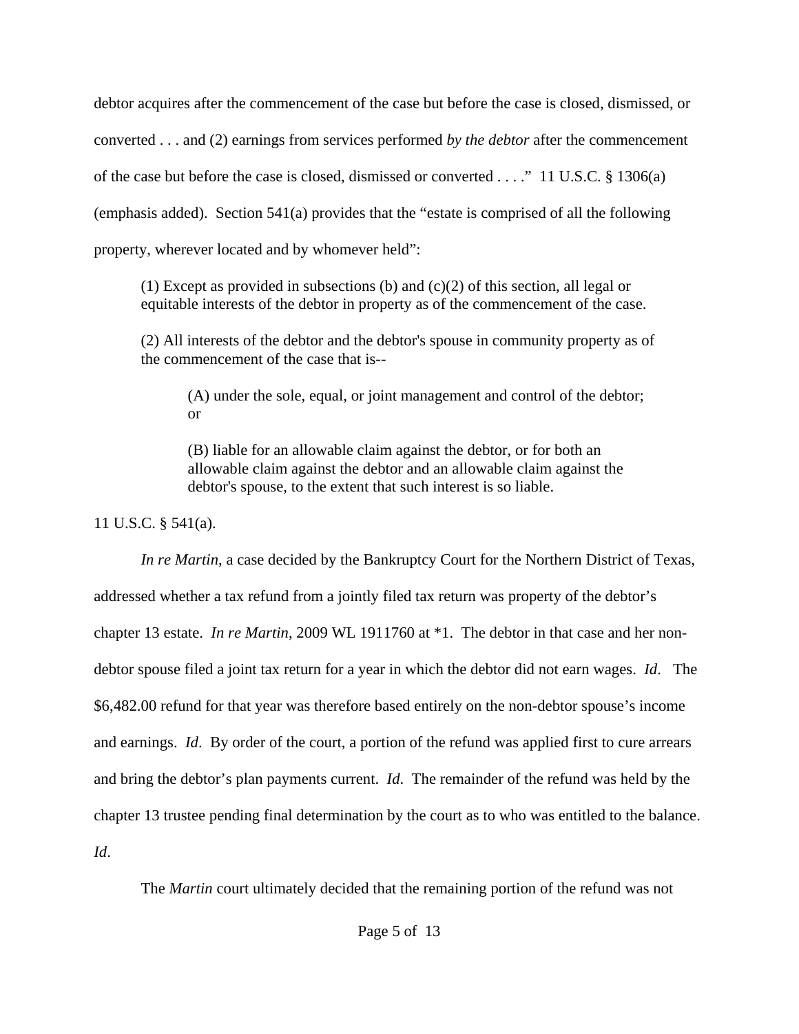debtor acquires after the commencement of the case but before the case is closed, dismissed, or converted . . . and (2) earnings from services performed *by the debtor* after the commencement of the case but before the case is closed, dismissed or converted . . . ." 11 U.S.C. § 1306(a) (emphasis added). Section 541(a) provides that the "estate is comprised of all the following property, wherever located and by whomever held":

> (1) Except as provided in subsections (b) and (c)(2) of this section, all legal or equitable interests of the debtor in property as of the commencement of the case.
>
> (2) All interests of the debtor and the debtor's spouse in community property as of the commencement of the case that is--
>
> > (A) under the sole, equal, or joint management and control of the debtor; or
> >
> > (B) liable for an allowable claim against the debtor, or for both an allowable claim against the debtor and an allowable claim against the debtor's spouse, to the extent that such interest is so liable.

11 U.S.C. § 541(a).

*In re Martin*, a case decided by the Bankruptcy Court for the Northern District of Texas, addressed whether a tax refund from a jointly filed tax return was property of the debtor's chapter 13 estate. *In re Martin*, 2009 WL 1911760 at *1. The debtor in that case and her non-debtor spouse filed a joint tax return for a year in which the debtor did not earn wages. *Id*. The $6,482.00 refund for that year was therefore based entirely on the non-debtor spouse's income and earnings. *Id*. By order of the court, a portion of the refund was applied first to cure arrears and bring the debtor's plan payments current. *Id*. The remainder of the refund was held by the chapter 13 trustee pending final determination by the court as to who was entitled to the balance. *Id*.

The *Martin* court ultimately decided that the remaining portion of the refund was not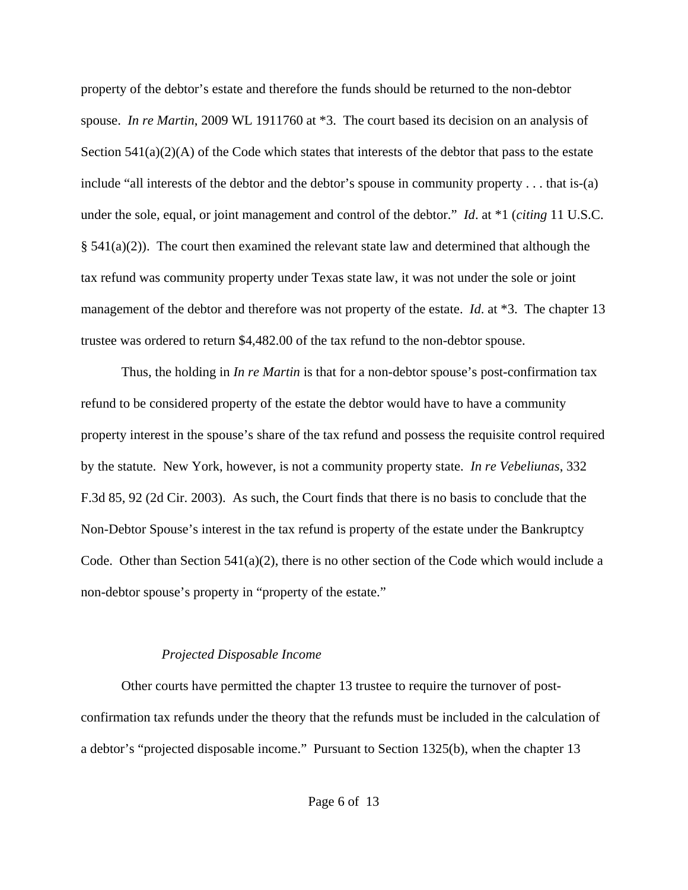property of the debtor's estate and therefore the funds should be returned to the non-debtor spouse. *In re Martin*, 2009 WL 1911760 at *3. The court based its decision on an analysis of Section 541(a)(2)(A) of the Code which states that interests of the debtor that pass to the estate include "all interests of the debtor and the debtor's spouse in community property . . . that is-(a) under the sole, equal, or joint management and control of the debtor." *Id*. at *1 (*citing* 11 U.S.C. § 541(a)(2)). The court then examined the relevant state law and determined that although the tax refund was community property under Texas state law, it was not under the sole or joint management of the debtor and therefore was not property of the estate. *Id*. at *3. The chapter 13 trustee was ordered to return $4,482.00 of the tax refund to the non-debtor spouse.

Thus, the holding in *In re Martin* is that for a non-debtor spouse's post-confirmation tax refund to be considered property of the estate the debtor would have to have a community property interest in the spouse's share of the tax refund and possess the requisite control required by the statute. New York, however, is not a community property state. *In re Vebeliunas*, 332 F.3d 85, 92 (2d Cir. 2003). As such, the Court finds that there is no basis to conclude that the Non-Debtor Spouse's interest in the tax refund is property of the estate under the Bankruptcy Code. Other than Section 541(a)(2), there is no other section of the Code which would include a non-debtor spouse's property in "property of the estate."

*Projected Disposable Income*

Other courts have permitted the chapter 13 trustee to require the turnover of post-confirmation tax refunds under the theory that the refunds must be included in the calculation of a debtor's "projected disposable income." Pursuant to Section 1325(b), when the chapter 13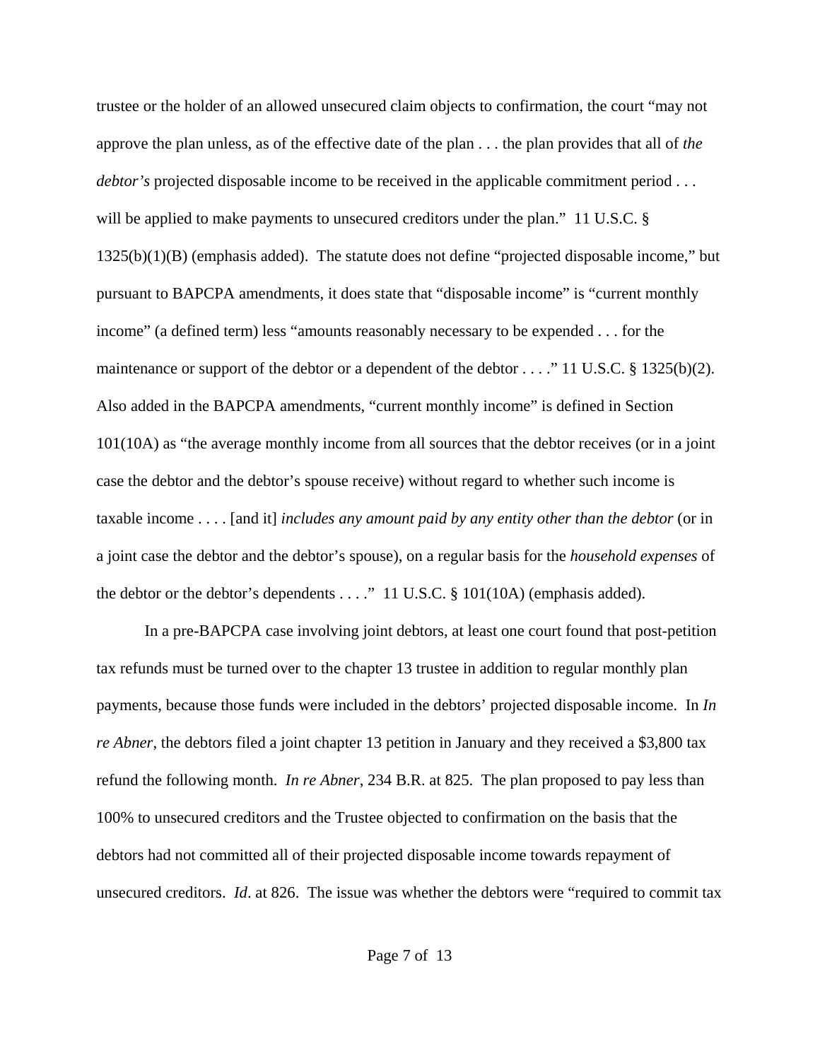trustee or the holder of an allowed unsecured claim objects to confirmation, the court "may not approve the plan unless, as of the effective date of the plan . . . the plan provides that all of *the debtor's* projected disposable income to be received in the applicable commitment period . . . will be applied to make payments to unsecured creditors under the plan." 11 U.S.C. § 1325(b)(1)(B) (emphasis added). The statute does not define "projected disposable income," but pursuant to BAPCPA amendments, it does state that "disposable income" is "current monthly income" (a defined term) less "amounts reasonably necessary to be expended . . . for the maintenance or support of the debtor or a dependent of the debtor . . . ." 11 U.S.C. § 1325(b)(2). Also added in the BAPCPA amendments, "current monthly income" is defined in Section 101(10A) as "the average monthly income from all sources that the debtor receives (or in a joint case the debtor and the debtor's spouse receive) without regard to whether such income is taxable income . . . . [and it] *includes any amount paid by any entity other than the debtor* (or in a joint case the debtor and the debtor's spouse), on a regular basis for the *household expenses* of the debtor or the debtor's dependents . . . ." 11 U.S.C. § 101(10A) (emphasis added).

In a pre-BAPCPA case involving joint debtors, at least one court found that post-petition tax refunds must be turned over to the chapter 13 trustee in addition to regular monthly plan payments, because those funds were included in the debtors' projected disposable income. In *In re Abner*, the debtors filed a joint chapter 13 petition in January and they received a $3,800 tax refund the following month. *In re Abner*, 234 B.R. at 825. The plan proposed to pay less than 100% to unsecured creditors and the Trustee objected to confirmation on the basis that the debtors had not committed all of their projected disposable income towards repayment of unsecured creditors. *Id*. at 826. The issue was whether the debtors were "required to commit tax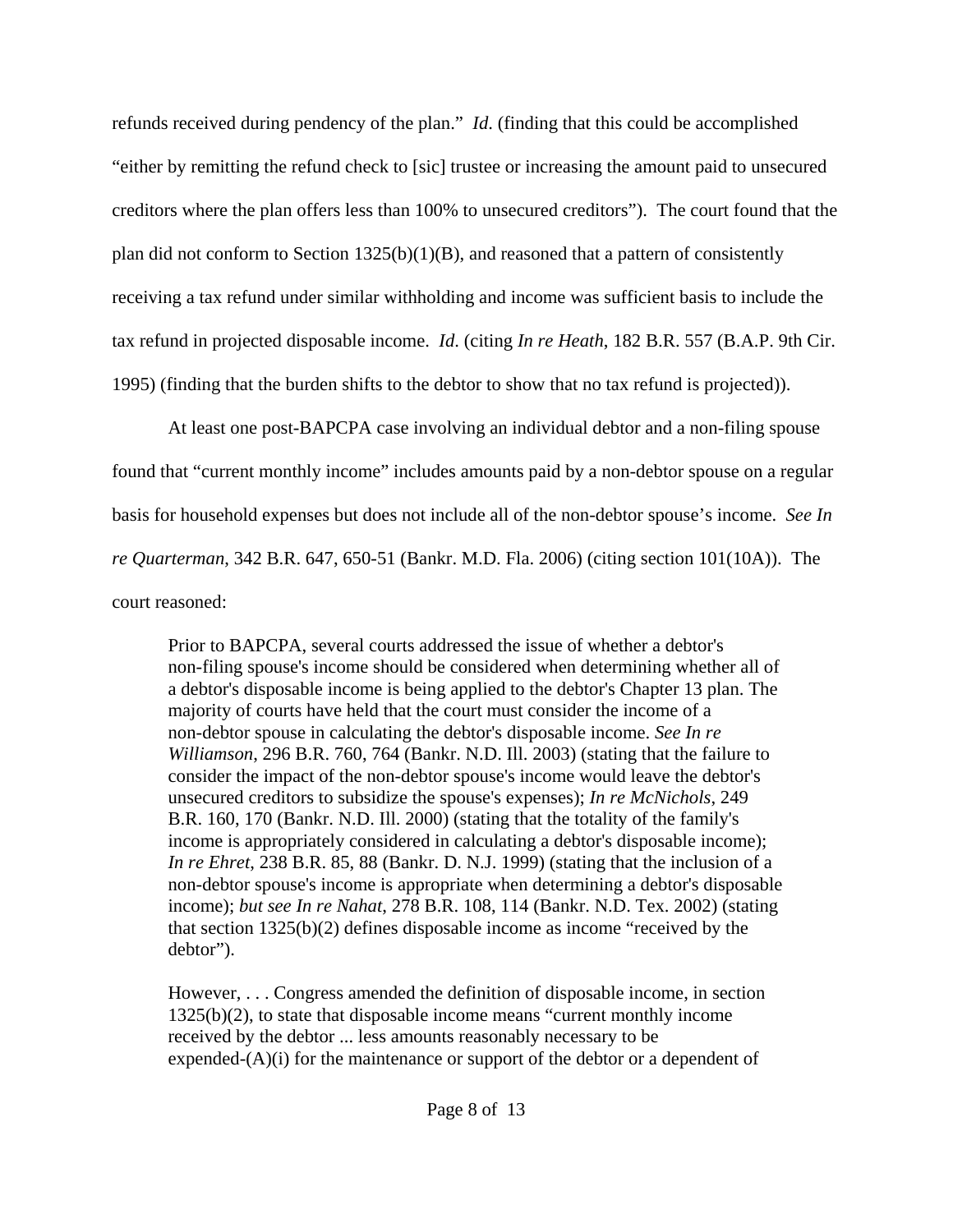refunds received during pendency of the plan." *Id*. (finding that this could be accomplished "either by remitting the refund check to [sic] trustee or increasing the amount paid to unsecured creditors where the plan offers less than 100% to unsecured creditors"). The court found that the plan did not conform to Section 1325(b)(1)(B), and reasoned that a pattern of consistently receiving a tax refund under similar withholding and income was sufficient basis to include the tax refund in projected disposable income. *Id*. (citing *In re Heath*, 182 B.R. 557 (B.A.P. 9th Cir. 1995) (finding that the burden shifts to the debtor to show that no tax refund is projected)).

At least one post-BAPCPA case involving an individual debtor and a non-filing spouse found that "current monthly income" includes amounts paid by a non-debtor spouse on a regular basis for household expenses but does not include all of the non-debtor spouse's income. *See In re Quarterman*, 342 B.R. 647, 650-51 (Bankr. M.D. Fla. 2006) (citing section 101(10A)). The court reasoned:

> Prior to BAPCPA, several courts addressed the issue of whether a debtor's non-filing spouse's income should be considered when determining whether all of a debtor's disposable income is being applied to the debtor's Chapter 13 plan. The majority of courts have held that the court must consider the income of a non-debtor spouse in calculating the debtor's disposable income. *See In re Williamson*, 296 B.R. 760, 764 (Bankr. N.D. Ill. 2003) (stating that the failure to consider the impact of the non-debtor spouse's income would leave the debtor's unsecured creditors to subsidize the spouse's expenses); *In re McNichols*, 249 B.R. 160, 170 (Bankr. N.D. Ill. 2000) (stating that the totality of the family's income is appropriately considered in calculating a debtor's disposable income); *In re Ehret*, 238 B.R. 85, 88 (Bankr. D. N.J. 1999) (stating that the inclusion of a non-debtor spouse's income is appropriate when determining a debtor's disposable income); *but see In re Nahat*, 278 B.R. 108, 114 (Bankr. N.D. Tex. 2002) (stating that section 1325(b)(2) defines disposable income as income "received by the debtor").
>
> However, . . . Congress amended the definition of disposable income, in section 1325(b)(2), to state that disposable income means "current monthly income received by the debtor ... less amounts reasonably necessary to be expended-(A)(i) for the maintenance or support of the debtor or a dependent of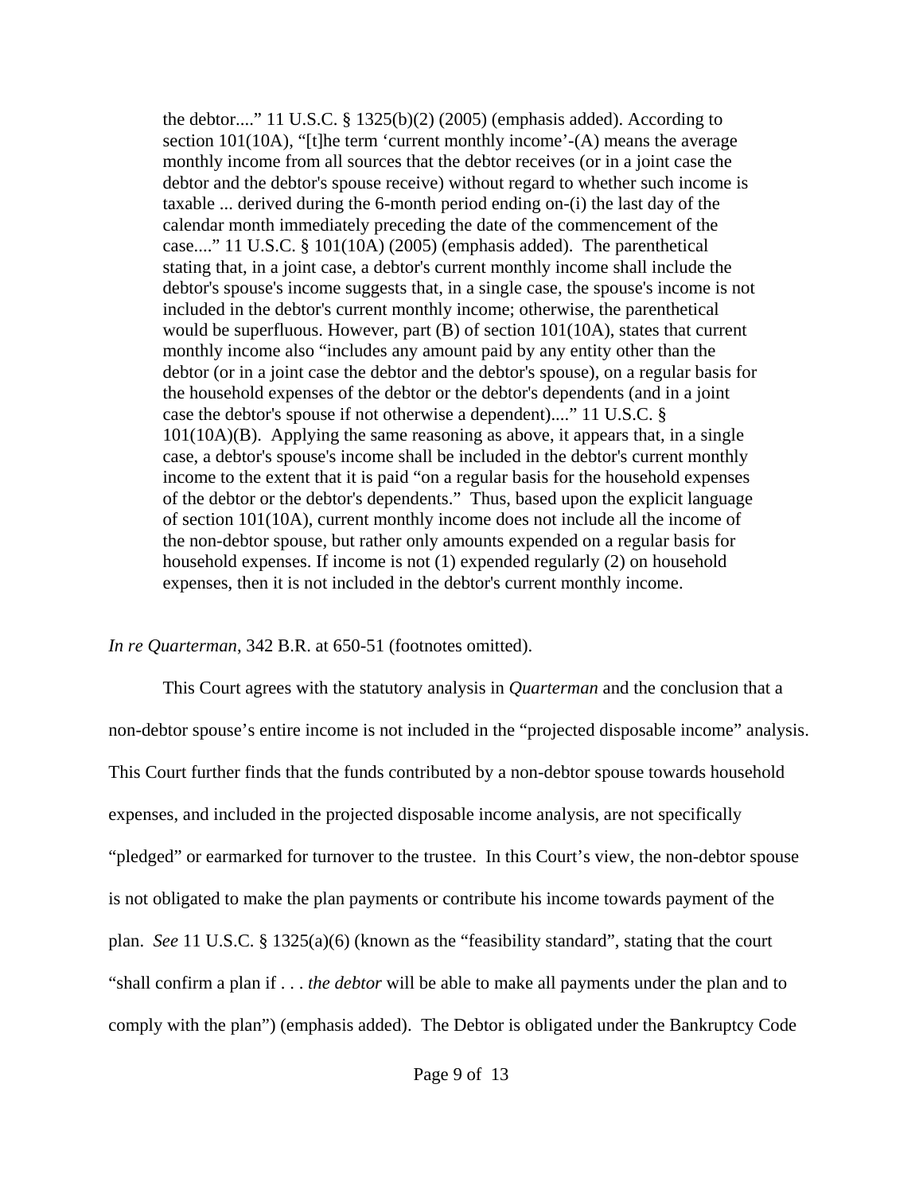> the debtor...." 11 U.S.C. § 1325(b)(2) (2005) (emphasis added). According to section 101(10A), "[t]he term 'current monthly income'-(A) means the average monthly income from all sources that the debtor receives (or in a joint case the debtor and the debtor's spouse receive) without regard to whether such income is taxable ... derived during the 6-month period ending on-(i) the last day of the calendar month immediately preceding the date of the commencement of the case...." 11 U.S.C. § 101(10A) (2005) (emphasis added). The parenthetical stating that, in a joint case, a debtor's current monthly income shall include the debtor's spouse's income suggests that, in a single case, the spouse's income is not included in the debtor's current monthly income; otherwise, the parenthetical would be superfluous. However, part (B) of section 101(10A), states that current monthly income also "includes any amount paid by any entity other than the debtor (or in a joint case the debtor and the debtor's spouse), on a regular basis for the household expenses of the debtor or the debtor's dependents (and in a joint case the debtor's spouse if not otherwise a dependent)...." 11 U.S.C. § 101(10A)(B). Applying the same reasoning as above, it appears that, in a single case, a debtor's spouse's income shall be included in the debtor's current monthly income to the extent that it is paid "on a regular basis for the household expenses of the debtor or the debtor's dependents." Thus, based upon the explicit language of section 101(10A), current monthly income does not include all the income of the non-debtor spouse, but rather only amounts expended on a regular basis for household expenses. If income is not (1) expended regularly (2) on household expenses, then it is not included in the debtor's current monthly income.

*In re Quarterman*, 342 B.R. at 650-51 (footnotes omitted).

This Court agrees with the statutory analysis in *Quarterman* and the conclusion that a non-debtor spouse's entire income is not included in the "projected disposable income" analysis. This Court further finds that the funds contributed by a non-debtor spouse towards household expenses, and included in the projected disposable income analysis, are not specifically "pledged" or earmarked for turnover to the trustee. In this Court's view, the non-debtor spouse is not obligated to make the plan payments or contribute his income towards payment of the plan. *See* 11 U.S.C. § 1325(a)(6) (known as the "feasibility standard", stating that the court "shall confirm a plan if . . . *the debtor* will be able to make all payments under the plan and to comply with the plan") (emphasis added). The Debtor is obligated under the Bankruptcy Code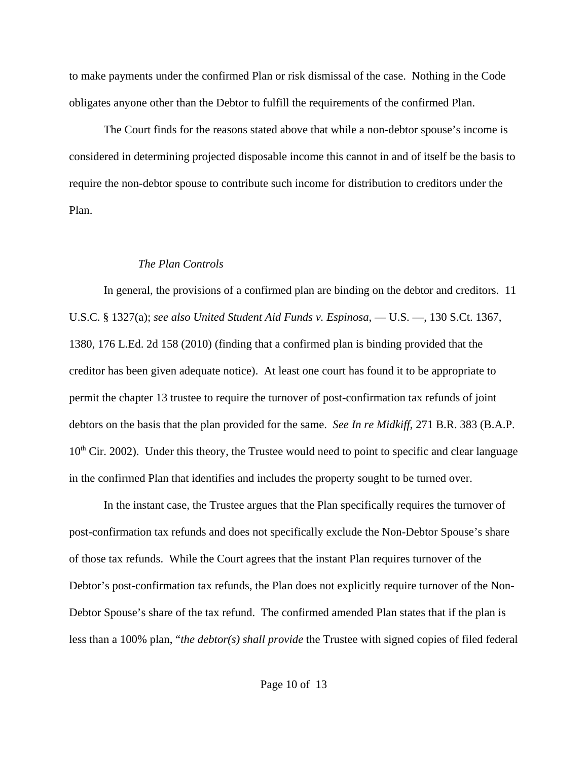to make payments under the confirmed Plan or risk dismissal of the case. Nothing in the Code obligates anyone other than the Debtor to fulfill the requirements of the confirmed Plan.

The Court finds for the reasons stated above that while a non-debtor spouse's income is considered in determining projected disposable income this cannot in and of itself be the basis to require the non-debtor spouse to contribute such income for distribution to creditors under the Plan.

*The Plan Controls*

In general, the provisions of a confirmed plan are binding on the debtor and creditors. 11 U.S.C. § 1327(a); *see also United Student Aid Funds v. Espinosa*, — U.S. —, 130 S.Ct. 1367, 1380, 176 L.Ed. 2d 158 (2010) (finding that a confirmed plan is binding provided that the creditor has been given adequate notice). At least one court has found it to be appropriate to permit the chapter 13 trustee to require the turnover of post-confirmation tax refunds of joint debtors on the basis that the plan provided for the same. *See In re Midkiff*, 271 B.R. 383 (B.A.P. 10th Cir. 2002). Under this theory, the Trustee would need to point to specific and clear language in the confirmed Plan that identifies and includes the property sought to be turned over.

In the instant case, the Trustee argues that the Plan specifically requires the turnover of post-confirmation tax refunds and does not specifically exclude the Non-Debtor Spouse's share of those tax refunds. While the Court agrees that the instant Plan requires turnover of the Debtor's post-confirmation tax refunds, the Plan does not explicitly require turnover of the Non-Debtor Spouse's share of the tax refund. The confirmed amended Plan states that if the plan is less than a 100% plan, "*the debtor(s) shall provide* the Trustee with signed copies of filed federal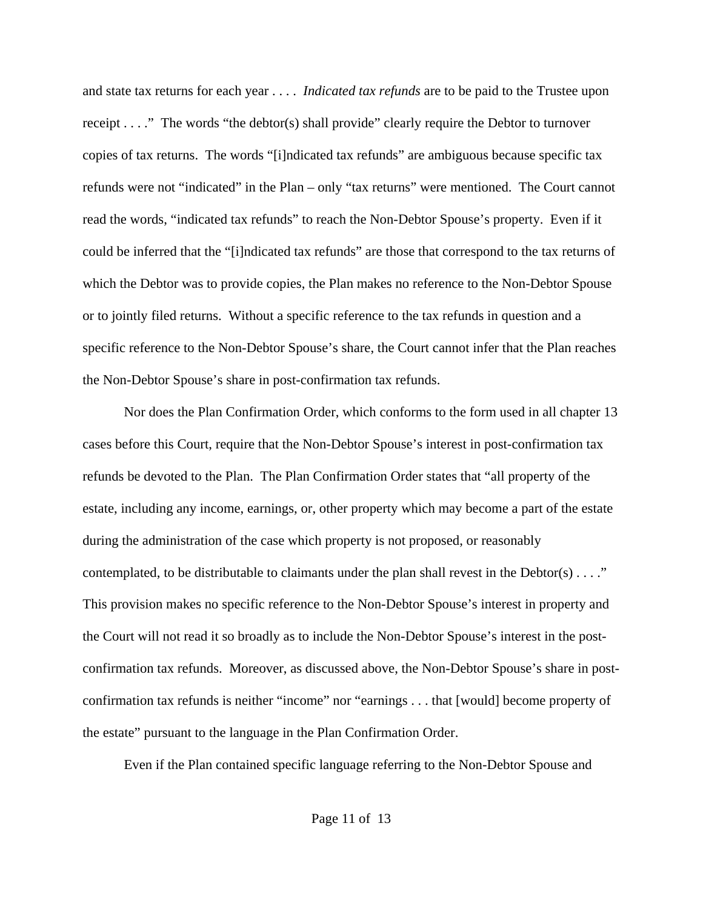and state tax returns for each year . . . . *Indicated tax refunds* are to be paid to the Trustee upon receipt . . . ." The words "the debtor(s) shall provide" clearly require the Debtor to turnover copies of tax returns. The words "[i]ndicated tax refunds" are ambiguous because specific tax refunds were not "indicated" in the Plan – only "tax returns" were mentioned. The Court cannot read the words, "indicated tax refunds" to reach the Non-Debtor Spouse's property. Even if it could be inferred that the "[i]ndicated tax refunds" are those that correspond to the tax returns of which the Debtor was to provide copies, the Plan makes no reference to the Non-Debtor Spouse or to jointly filed returns. Without a specific reference to the tax refunds in question and a specific reference to the Non-Debtor Spouse's share, the Court cannot infer that the Plan reaches the Non-Debtor Spouse's share in post-confirmation tax refunds.

Nor does the Plan Confirmation Order, which conforms to the form used in all chapter 13 cases before this Court, require that the Non-Debtor Spouse's interest in post-confirmation tax refunds be devoted to the Plan. The Plan Confirmation Order states that "all property of the estate, including any income, earnings, or, other property which may become a part of the estate during the administration of the case which property is not proposed, or reasonably contemplated, to be distributable to claimants under the plan shall revest in the Debtor(s) . . . ." This provision makes no specific reference to the Non-Debtor Spouse's interest in property and the Court will not read it so broadly as to include the Non-Debtor Spouse's interest in the post-confirmation tax refunds. Moreover, as discussed above, the Non-Debtor Spouse's share in post-confirmation tax refunds is neither "income" nor "earnings . . . that [would] become property of the estate" pursuant to the language in the Plan Confirmation Order.

Even if the Plan contained specific language referring to the Non-Debtor Spouse and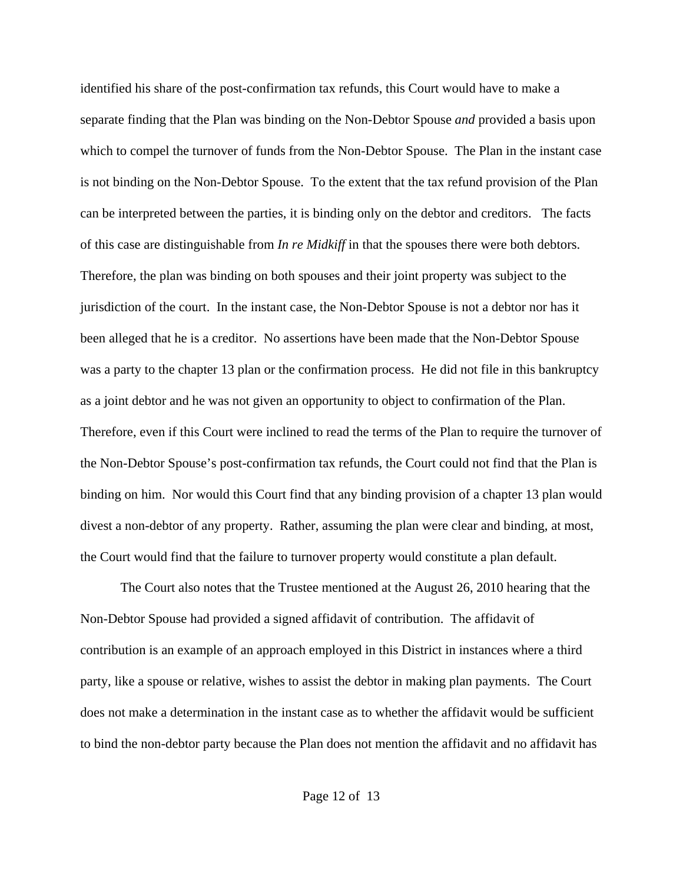identified his share of the post-confirmation tax refunds, this Court would have to make a separate finding that the Plan was binding on the Non-Debtor Spouse *and* provided a basis upon which to compel the turnover of funds from the Non-Debtor Spouse. The Plan in the instant case is not binding on the Non-Debtor Spouse. To the extent that the tax refund provision of the Plan can be interpreted between the parties, it is binding only on the debtor and creditors. The facts of this case are distinguishable from *In re Midkiff* in that the spouses there were both debtors. Therefore, the plan was binding on both spouses and their joint property was subject to the jurisdiction of the court. In the instant case, the Non-Debtor Spouse is not a debtor nor has it been alleged that he is a creditor. No assertions have been made that the Non-Debtor Spouse was a party to the chapter 13 plan or the confirmation process. He did not file in this bankruptcy as a joint debtor and he was not given an opportunity to object to confirmation of the Plan. Therefore, even if this Court were inclined to read the terms of the Plan to require the turnover of the Non-Debtor Spouse's post-confirmation tax refunds, the Court could not find that the Plan is binding on him. Nor would this Court find that any binding provision of a chapter 13 plan would divest a non-debtor of any property. Rather, assuming the plan were clear and binding, at most, the Court would find that the failure to turnover property would constitute a plan default.

The Court also notes that the Trustee mentioned at the August 26, 2010 hearing that the Non-Debtor Spouse had provided a signed affidavit of contribution. The affidavit of contribution is an example of an approach employed in this District in instances where a third party, like a spouse or relative, wishes to assist the debtor in making plan payments. The Court does not make a determination in the instant case as to whether the affidavit would be sufficient to bind the non-debtor party because the Plan does not mention the affidavit and no affidavit has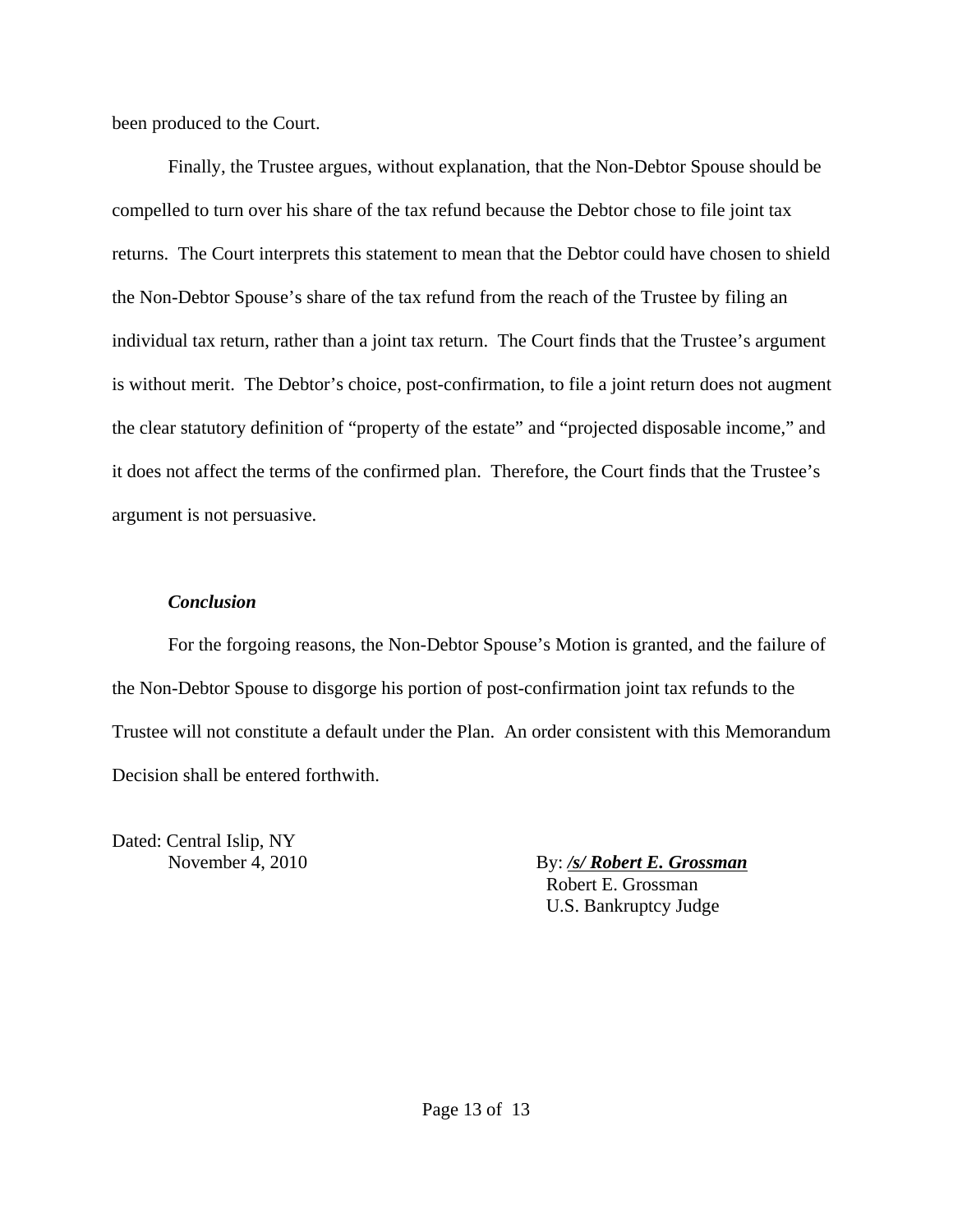been produced to the Court.

Finally, the Trustee argues, without explanation, that the Non-Debtor Spouse should be compelled to turn over his share of the tax refund because the Debtor chose to file joint tax returns. The Court interprets this statement to mean that the Debtor could have chosen to shield the Non-Debtor Spouse's share of the tax refund from the reach of the Trustee by filing an individual tax return, rather than a joint tax return. The Court finds that the Trustee's argument is without merit. The Debtor's choice, post-confirmation, to file a joint return does not augment the clear statutory definition of "property of the estate" and "projected disposable income," and it does not affect the terms of the confirmed plan. Therefore, the Court finds that the Trustee's argument is not persuasive.

***Conclusion***

For the forgoing reasons, the Non-Debtor Spouse's Motion is granted, and the failure of the Non-Debtor Spouse to disgorge his portion of post-confirmation joint tax refunds to the Trustee will not constitute a default under the Plan. An order consistent with this Memorandum Decision shall be entered forthwith.

Dated: Central Islip, NY
November 4, 2010

By: ***/s/ Robert E. Grossman***
Robert E. Grossman
U.S. Bankruptcy Judge